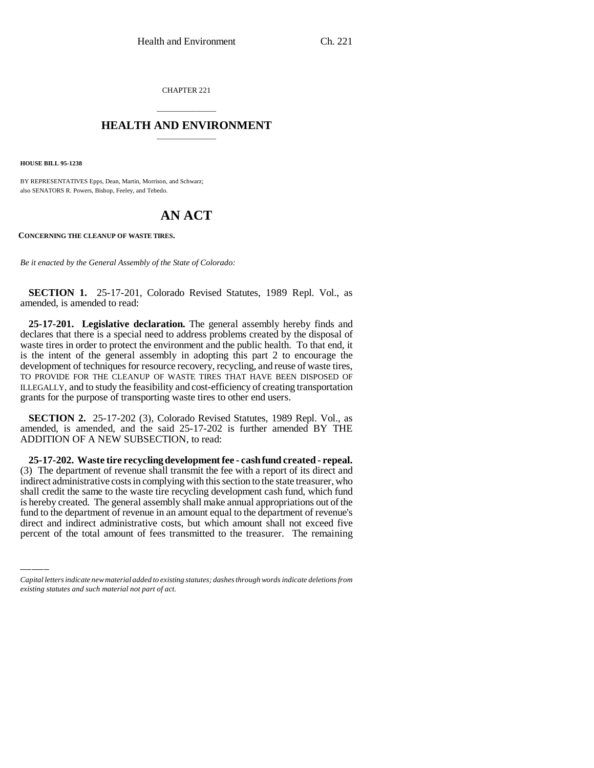CHAPTER 221

# HEALTH AND ENVIRONMENT

**HOUSE BILL 95-1238**

BY REPRESENTATIVES Epps, Dean, Martin, Morrison, and Schwarz;
also SENATORS R. Powers, Bishop, Feeley, and Tebedo.

# AN ACT

**CONCERNING THE CLEANUP OF WASTE TIRES.**

*Be it enacted by the General Assembly of the State of Colorado:*

**SECTION 1.** 25-17-201, Colorado Revised Statutes, 1989 Repl. Vol., as amended, is amended to read:

**25-17-201. Legislative declaration.** The general assembly hereby finds and declares that there is a special need to address problems created by the disposal of waste tires in order to protect the environment and the public health. To that end, it is the intent of the general assembly in adopting this part 2 to encourage the development of techniques for resource recovery, recycling, and reuse of waste tires, TO PROVIDE FOR THE CLEANUP OF WASTE TIRES THAT HAVE BEEN DISPOSED OF ILLEGALLY, and to study the feasibility and cost-efficiency of creating transportation grants for the purpose of transporting waste tires to other end users.

**SECTION 2.** 25-17-202 (3), Colorado Revised Statutes, 1989 Repl. Vol., as amended, is amended, and the said 25-17-202 is further amended BY THE ADDITION OF A NEW SUBSECTION, to read:

**25-17-202. Waste tire recycling development fee - cash fund created - repeal.** (3) The department of revenue shall transmit the fee with a report of its direct and indirect administrative costs in complying with this section to the state treasurer, who shall credit the same to the waste tire recycling development cash fund, which fund is hereby created. The general assembly shall make annual appropriations out of the fund to the department of revenue in an amount equal to the department of revenue's direct and indirect administrative costs, but which amount shall not exceed five percent of the total amount of fees transmitted to the treasurer. The remaining

*Capital letters indicate new material added to existing statutes; dashes through words indicate deletions from existing statutes and such material not part of act.*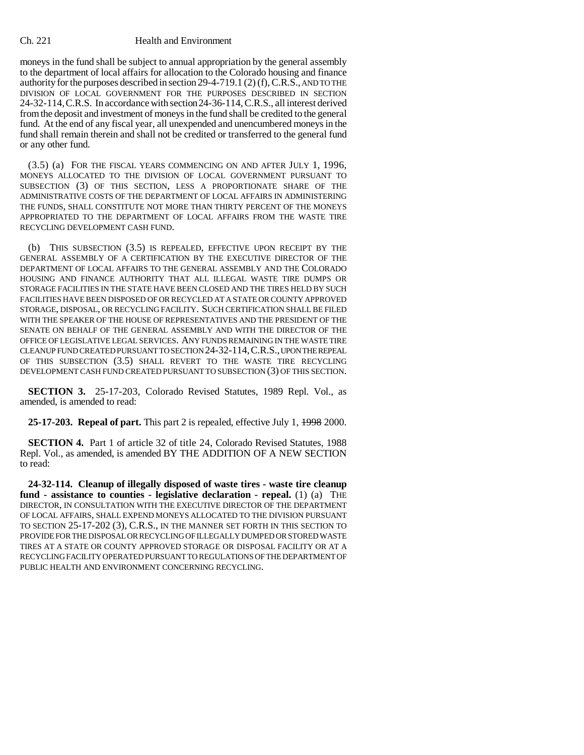moneys in the fund shall be subject to annual appropriation by the general assembly to the department of local affairs for allocation to the Colorado housing and finance authority for the purposes described in section 29-4-719.1 (2) (f), C.R.S., AND TO THE DIVISION OF LOCAL GOVERNMENT FOR THE PURPOSES DESCRIBED IN SECTION 24-32-114, C.R.S. In accordance with section 24-36-114, C.R.S., all interest derived from the deposit and investment of moneys in the fund shall be credited to the general fund. At the end of any fiscal year, all unexpended and unencumbered moneys in the fund shall remain therein and shall not be credited or transferred to the general fund or any other fund.

(3.5) (a) FOR THE FISCAL YEARS COMMENCING ON AND AFTER JULY 1, 1996, MONEYS ALLOCATED TO THE DIVISION OF LOCAL GOVERNMENT PURSUANT TO SUBSECTION (3) OF THIS SECTION, LESS A PROPORTIONATE SHARE OF THE ADMINISTRATIVE COSTS OF THE DEPARTMENT OF LOCAL AFFAIRS IN ADMINISTERING THE FUNDS, SHALL CONSTITUTE NOT MORE THAN THIRTY PERCENT OF THE MONEYS APPROPRIATED TO THE DEPARTMENT OF LOCAL AFFAIRS FROM THE WASTE TIRE RECYCLING DEVELOPMENT CASH FUND.

(b) THIS SUBSECTION (3.5) IS REPEALED, EFFECTIVE UPON RECEIPT BY THE GENERAL ASSEMBLY OF A CERTIFICATION BY THE EXECUTIVE DIRECTOR OF THE DEPARTMENT OF LOCAL AFFAIRS TO THE GENERAL ASSEMBLY AND THE COLORADO HOUSING AND FINANCE AUTHORITY THAT ALL ILLEGAL WASTE TIRE DUMPS OR STORAGE FACILITIES IN THE STATE HAVE BEEN CLOSED AND THE TIRES HELD BY SUCH FACILITIES HAVE BEEN DISPOSED OF OR RECYCLED AT A STATE OR COUNTY APPROVED STORAGE, DISPOSAL, OR RECYCLING FACILITY. SUCH CERTIFICATION SHALL BE FILED WITH THE SPEAKER OF THE HOUSE OF REPRESENTATIVES AND THE PRESIDENT OF THE SENATE ON BEHALF OF THE GENERAL ASSEMBLY AND WITH THE DIRECTOR OF THE OFFICE OF LEGISLATIVE LEGAL SERVICES. ANY FUNDS REMAINING IN THE WASTE TIRE CLEANUP FUND CREATED PURSUANT TO SECTION 24-32-114, C.R.S., UPON THE REPEAL OF THIS SUBSECTION (3.5) SHALL REVERT TO THE WASTE TIRE RECYCLING DEVELOPMENT CASH FUND CREATED PURSUANT TO SUBSECTION (3) OF THIS SECTION.

**SECTION 3.** 25-17-203, Colorado Revised Statutes, 1989 Repl. Vol., as amended, is amended to read:

**25-17-203. Repeal of part.** This part 2 is repealed, effective July 1, ~~1998~~ 2000.

**SECTION 4.** Part 1 of article 32 of title 24, Colorado Revised Statutes, 1988 Repl. Vol., as amended, is amended BY THE ADDITION OF A NEW SECTION to read:

**24-32-114. Cleanup of illegally disposed of waste tires - waste tire cleanup fund - assistance to counties - legislative declaration - repeal.** (1) (a) THE DIRECTOR, IN CONSULTATION WITH THE EXECUTIVE DIRECTOR OF THE DEPARTMENT OF LOCAL AFFAIRS, SHALL EXPEND MONEYS ALLOCATED TO THE DIVISION PURSUANT TO SECTION 25-17-202 (3), C.R.S., IN THE MANNER SET FORTH IN THIS SECTION TO PROVIDE FOR THE DISPOSAL OR RECYCLING OF ILLEGALLY DUMPED OR STORED WASTE TIRES AT A STATE OR COUNTY APPROVED STORAGE OR DISPOSAL FACILITY OR AT A RECYCLING FACILITY OPERATED PURSUANT TO REGULATIONS OF THE DEPARTMENT OF PUBLIC HEALTH AND ENVIRONMENT CONCERNING RECYCLING.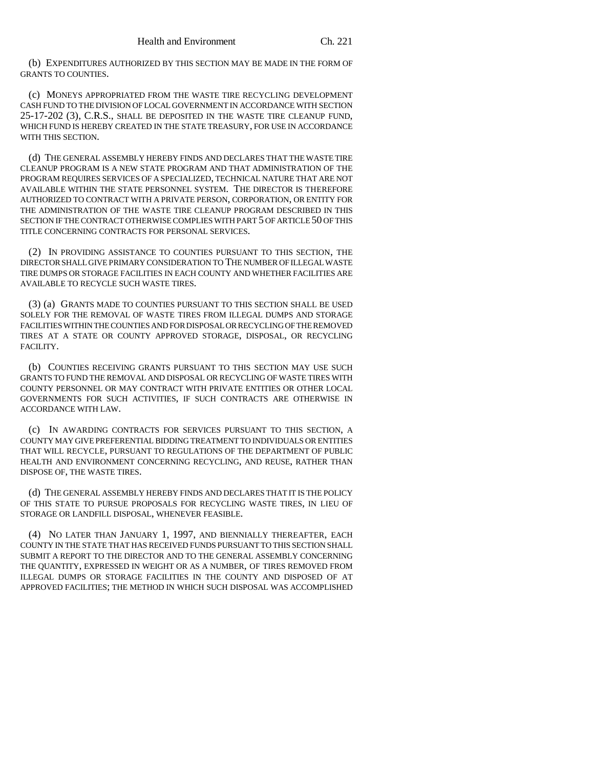(b) EXPENDITURES AUTHORIZED BY THIS SECTION MAY BE MADE IN THE FORM OF GRANTS TO COUNTIES.

(c) MONEYS APPROPRIATED FROM THE WASTE TIRE RECYCLING DEVELOPMENT CASH FUND TO THE DIVISION OF LOCAL GOVERNMENT IN ACCORDANCE WITH SECTION 25-17-202 (3), C.R.S., SHALL BE DEPOSITED IN THE WASTE TIRE CLEANUP FUND, WHICH FUND IS HEREBY CREATED IN THE STATE TREASURY, FOR USE IN ACCORDANCE WITH THIS SECTION.

(d) THE GENERAL ASSEMBLY HEREBY FINDS AND DECLARES THAT THE WASTE TIRE CLEANUP PROGRAM IS A NEW STATE PROGRAM AND THAT ADMINISTRATION OF THE PROGRAM REQUIRES SERVICES OF A SPECIALIZED, TECHNICAL NATURE THAT ARE NOT AVAILABLE WITHIN THE STATE PERSONNEL SYSTEM. THE DIRECTOR IS THEREFORE AUTHORIZED TO CONTRACT WITH A PRIVATE PERSON, CORPORATION, OR ENTITY FOR THE ADMINISTRATION OF THE WASTE TIRE CLEANUP PROGRAM DESCRIBED IN THIS SECTION IF THE CONTRACT OTHERWISE COMPLIES WITH PART 5 OF ARTICLE 50 OF THIS TITLE CONCERNING CONTRACTS FOR PERSONAL SERVICES.

(2) IN PROVIDING ASSISTANCE TO COUNTIES PURSUANT TO THIS SECTION, THE DIRECTOR SHALL GIVE PRIMARY CONSIDERATION TO THE NUMBER OF ILLEGAL WASTE TIRE DUMPS OR STORAGE FACILITIES IN EACH COUNTY AND WHETHER FACILITIES ARE AVAILABLE TO RECYCLE SUCH WASTE TIRES.

(3) (a) GRANTS MADE TO COUNTIES PURSUANT TO THIS SECTION SHALL BE USED SOLELY FOR THE REMOVAL OF WASTE TIRES FROM ILLEGAL DUMPS AND STORAGE FACILITIES WITHIN THE COUNTIES AND FOR DISPOSAL OR RECYCLING OF THE REMOVED TIRES AT A STATE OR COUNTY APPROVED STORAGE, DISPOSAL, OR RECYCLING FACILITY.

(b) COUNTIES RECEIVING GRANTS PURSUANT TO THIS SECTION MAY USE SUCH GRANTS TO FUND THE REMOVAL AND DISPOSAL OR RECYCLING OF WASTE TIRES WITH COUNTY PERSONNEL OR MAY CONTRACT WITH PRIVATE ENTITIES OR OTHER LOCAL GOVERNMENTS FOR SUCH ACTIVITIES, IF SUCH CONTRACTS ARE OTHERWISE IN ACCORDANCE WITH LAW.

(c) IN AWARDING CONTRACTS FOR SERVICES PURSUANT TO THIS SECTION, A COUNTY MAY GIVE PREFERENTIAL BIDDING TREATMENT TO INDIVIDUALS OR ENTITIES THAT WILL RECYCLE, PURSUANT TO REGULATIONS OF THE DEPARTMENT OF PUBLIC HEALTH AND ENVIRONMENT CONCERNING RECYCLING, AND REUSE, RATHER THAN DISPOSE OF, THE WASTE TIRES.

(d) THE GENERAL ASSEMBLY HEREBY FINDS AND DECLARES THAT IT IS THE POLICY OF THIS STATE TO PURSUE PROPOSALS FOR RECYCLING WASTE TIRES, IN LIEU OF STORAGE OR LANDFILL DISPOSAL, WHENEVER FEASIBLE.

(4) NO LATER THAN JANUARY 1, 1997, AND BIENNIALLY THEREAFTER, EACH COUNTY IN THE STATE THAT HAS RECEIVED FUNDS PURSUANT TO THIS SECTION SHALL SUBMIT A REPORT TO THE DIRECTOR AND TO THE GENERAL ASSEMBLY CONCERNING THE QUANTITY, EXPRESSED IN WEIGHT OR AS A NUMBER, OF TIRES REMOVED FROM ILLEGAL DUMPS OR STORAGE FACILITIES IN THE COUNTY AND DISPOSED OF AT APPROVED FACILITIES; THE METHOD IN WHICH SUCH DISPOSAL WAS ACCOMPLISHED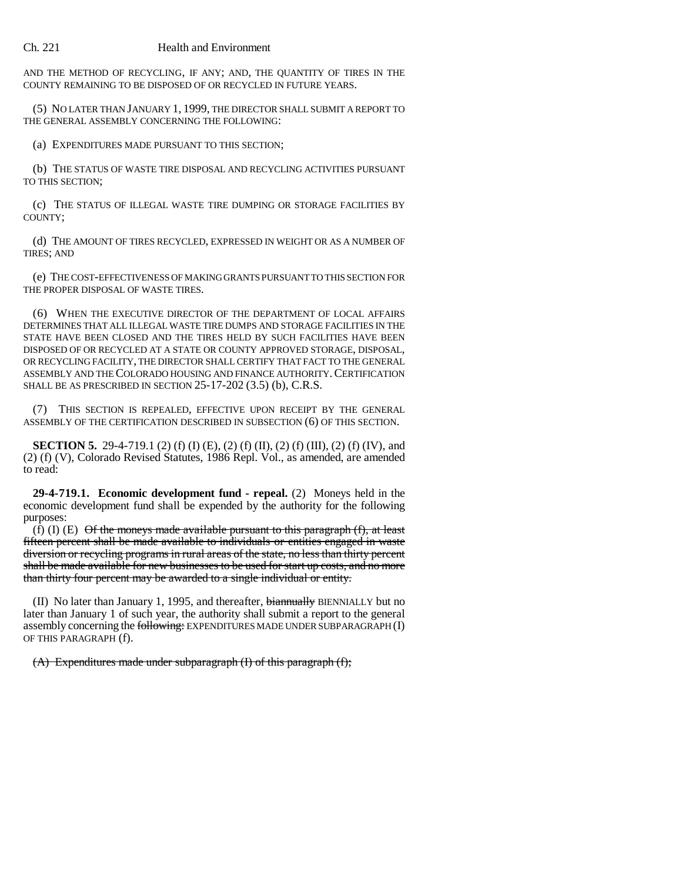AND THE METHOD OF RECYCLING, IF ANY; AND, THE QUANTITY OF TIRES IN THE COUNTY REMAINING TO BE DISPOSED OF OR RECYCLED IN FUTURE YEARS.

(5) NO LATER THAN JANUARY 1, 1999, THE DIRECTOR SHALL SUBMIT A REPORT TO THE GENERAL ASSEMBLY CONCERNING THE FOLLOWING:

(a) EXPENDITURES MADE PURSUANT TO THIS SECTION;

(b) THE STATUS OF WASTE TIRE DISPOSAL AND RECYCLING ACTIVITIES PURSUANT TO THIS SECTION;

(c) THE STATUS OF ILLEGAL WASTE TIRE DUMPING OR STORAGE FACILITIES BY COUNTY;

(d) THE AMOUNT OF TIRES RECYCLED, EXPRESSED IN WEIGHT OR AS A NUMBER OF TIRES; AND

(e) THE COST-EFFECTIVENESS OF MAKING GRANTS PURSUANT TO THIS SECTION FOR THE PROPER DISPOSAL OF WASTE TIRES.

(6) WHEN THE EXECUTIVE DIRECTOR OF THE DEPARTMENT OF LOCAL AFFAIRS DETERMINES THAT ALL ILLEGAL WASTE TIRE DUMPS AND STORAGE FACILITIES IN THE STATE HAVE BEEN CLOSED AND THE TIRES HELD BY SUCH FACILITIES HAVE BEEN DISPOSED OF OR RECYCLED AT A STATE OR COUNTY APPROVED STORAGE, DISPOSAL, OR RECYCLING FACILITY, THE DIRECTOR SHALL CERTIFY THAT FACT TO THE GENERAL ASSEMBLY AND THE COLORADO HOUSING AND FINANCE AUTHORITY. CERTIFICATION SHALL BE AS PRESCRIBED IN SECTION 25-17-202 (3.5) (b), C.R.S.

(7) THIS SECTION IS REPEALED, EFFECTIVE UPON RECEIPT BY THE GENERAL ASSEMBLY OF THE CERTIFICATION DESCRIBED IN SUBSECTION (6) OF THIS SECTION.

**SECTION 5.** 29-4-719.1 (2) (f) (I) (E), (2) (f) (II), (2) (f) (III), (2) (f) (IV), and (2) (f) (V), Colorado Revised Statutes, 1986 Repl. Vol., as amended, are amended to read:

**29-4-719.1. Economic development fund - repeal.** (2) Moneys held in the economic development fund shall be expended by the authority for the following purposes:

(f) (I) (E) ~~Of the moneys made available pursuant to this paragraph (f), at least fifteen percent shall be made available to individuals or entities engaged in waste diversion or recycling programs in rural areas of the state, no less than thirty percent shall be made available for new businesses to be used for start up costs, and no more than thirty four percent may be awarded to a single individual or entity.~~

(II) No later than January 1, 1995, and thereafter, ~~biannually~~ BIENNIALLY but no later than January 1 of such year, the authority shall submit a report to the general assembly concerning the ~~following:~~ EXPENDITURES MADE UNDER SUBPARAGRAPH (I) OF THIS PARAGRAPH (f).

~~(A) Expenditures made under subparagraph (I) of this paragraph (f);~~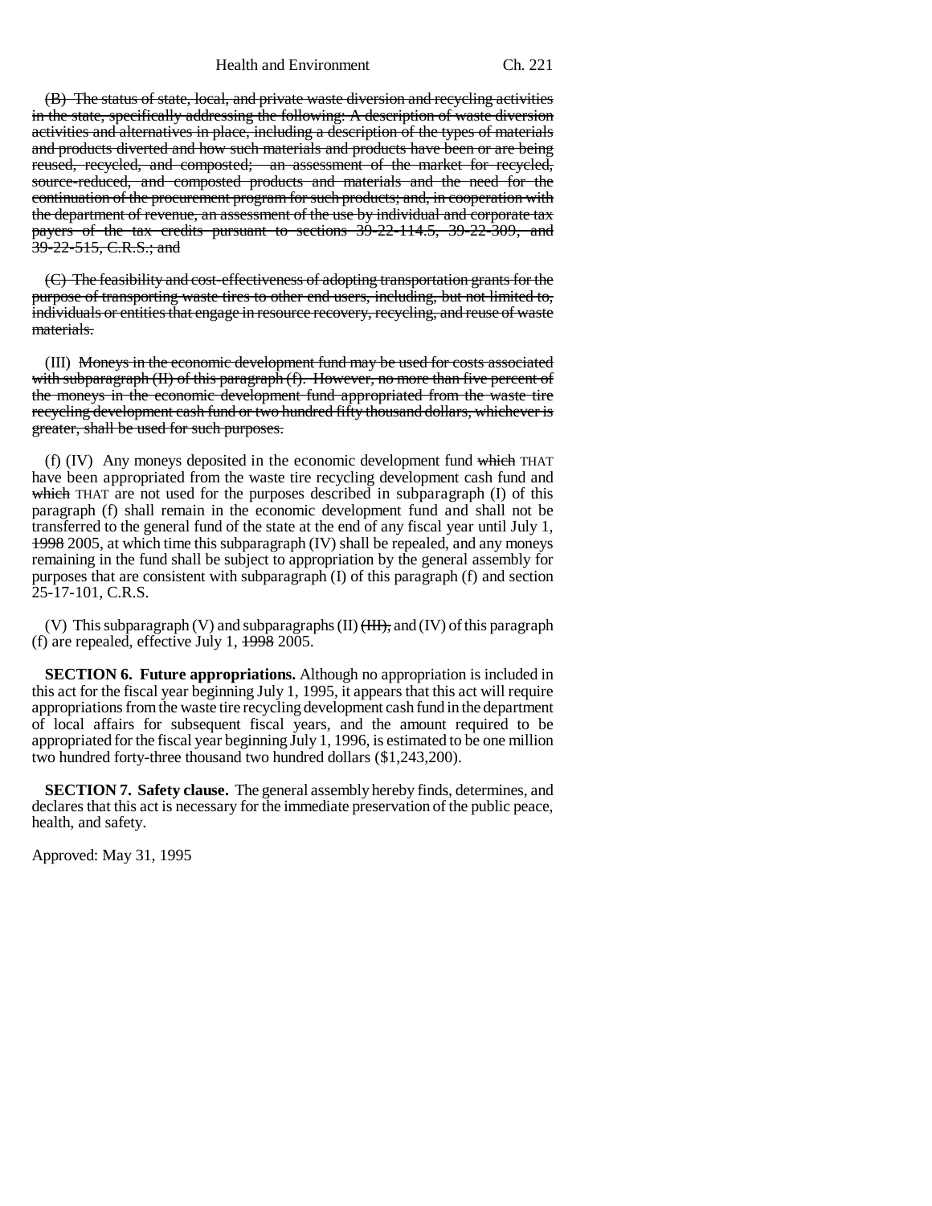(B) ~~The status of state, local, and private waste diversion and recycling activities in the state, specifically addressing the following: A description of waste diversion activities and alternatives in place, including a description of the types of materials and products diverted and how such materials and products have been or are being reused, recycled, and composted; an assessment of the market for recycled, source-reduced, and composted products and materials and the need for the continuation of the procurement program for such products; and, in cooperation with the department of revenue, an assessment of the use by individual and corporate tax payers of the tax credits pursuant to sections 39-22-114.5, 39-22-309, and 39-22-515, C.R.S.; and~~

~~(C) The feasibility and cost-effectiveness of adopting transportation grants for the purpose of transporting waste tires to other end users, including, but not limited to, individuals or entities that engage in resource recovery, recycling, and reuse of waste materials.~~

(III) ~~Moneys in the economic development fund may be used for costs associated with subparagraph (II) of this paragraph (f). However, no more than five percent of the moneys in the economic development fund appropriated from the waste tire recycling development cash fund or two hundred fifty thousand dollars, whichever is greater, shall be used for such purposes.~~

(f) (IV) Any moneys deposited in the economic development fund ~~which~~ THAT have been appropriated from the waste tire recycling development cash fund and ~~which~~ THAT are not used for the purposes described in subparagraph (I) of this paragraph (f) shall remain in the economic development fund and shall not be transferred to the general fund of the state at the end of any fiscal year until July 1, ~~1998~~ 2005, at which time this subparagraph (IV) shall be repealed, and any moneys remaining in the fund shall be subject to appropriation by the general assembly for purposes that are consistent with subparagraph (I) of this paragraph (f) and section 25-17-101, C.R.S.

(V) This subparagraph (V) and subparagraphs (II) ~~(III),~~ and (IV) of this paragraph (f) are repealed, effective July 1, ~~1998~~ 2005.

**SECTION 6. Future appropriations.** Although no appropriation is included in this act for the fiscal year beginning July 1, 1995, it appears that this act will require appropriations from the waste tire recycling development cash fund in the department of local affairs for subsequent fiscal years, and the amount required to be appropriated for the fiscal year beginning July 1, 1996, is estimated to be one million two hundred forty-three thousand two hundred dollars ($1,243,200).

**SECTION 7. Safety clause.** The general assembly hereby finds, determines, and declares that this act is necessary for the immediate preservation of the public peace, health, and safety.

Approved: May 31, 1995